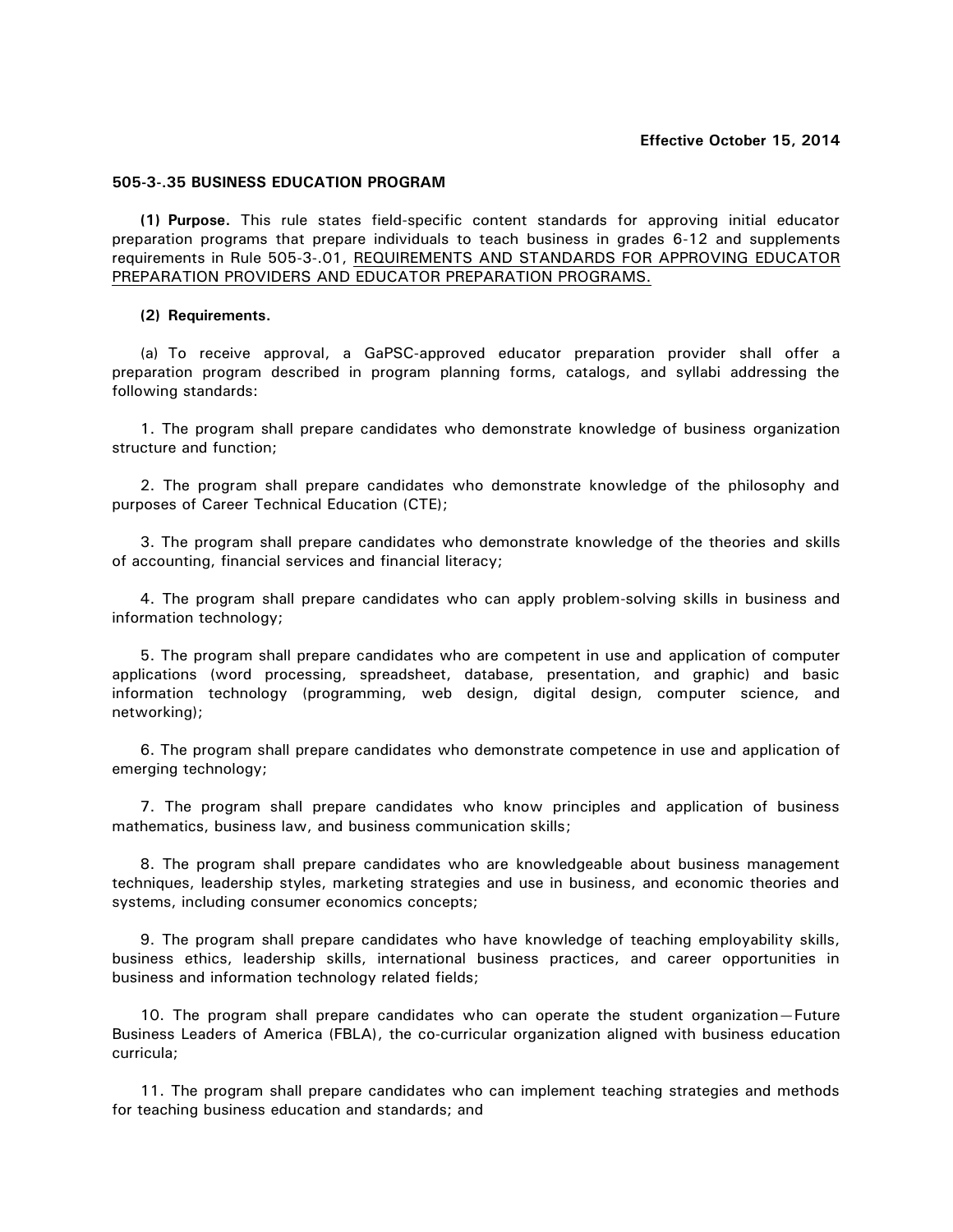**Effective October 15, 2014**

**505-3-.35 BUSINESS EDUCATION PROGRAM**

**(1) Purpose.** This rule states field-specific content standards for approving initial educator preparation programs that prepare individuals to teach business in grades 6-12 and supplements requirements in Rule 505-3-.01, <u>REQUIREMENTS AND STANDARDS FOR APPROVING EDUCATOR PREPARATION PROVIDERS AND EDUCATOR PREPARATION PROGRAMS.</u>

**(2) Requirements.**

(a) To receive approval, a GaPSC-approved educator preparation provider shall offer a preparation program described in program planning forms, catalogs, and syllabi addressing the following standards:

1. The program shall prepare candidates who demonstrate knowledge of business organization structure and function;

2. The program shall prepare candidates who demonstrate knowledge of the philosophy and purposes of Career Technical Education (CTE);

3. The program shall prepare candidates who demonstrate knowledge of the theories and skills of accounting, financial services and financial literacy;

4. The program shall prepare candidates who can apply problem-solving skills in business and information technology;

5. The program shall prepare candidates who are competent in use and application of computer applications (word processing, spreadsheet, database, presentation, and graphic) and basic information technology (programming, web design, digital design, computer science, and networking);

6. The program shall prepare candidates who demonstrate competence in use and application of emerging technology;

7. The program shall prepare candidates who know principles and application of business mathematics, business law, and business communication skills;

8. The program shall prepare candidates who are knowledgeable about business management techniques, leadership styles, marketing strategies and use in business, and economic theories and systems, including consumer economics concepts;

9. The program shall prepare candidates who have knowledge of teaching employability skills, business ethics, leadership skills, international business practices, and career opportunities in business and information technology related fields;

10. The program shall prepare candidates who can operate the student organization—Future Business Leaders of America (FBLA), the co-curricular organization aligned with business education curricula;

11. The program shall prepare candidates who can implement teaching strategies and methods for teaching business education and standards; and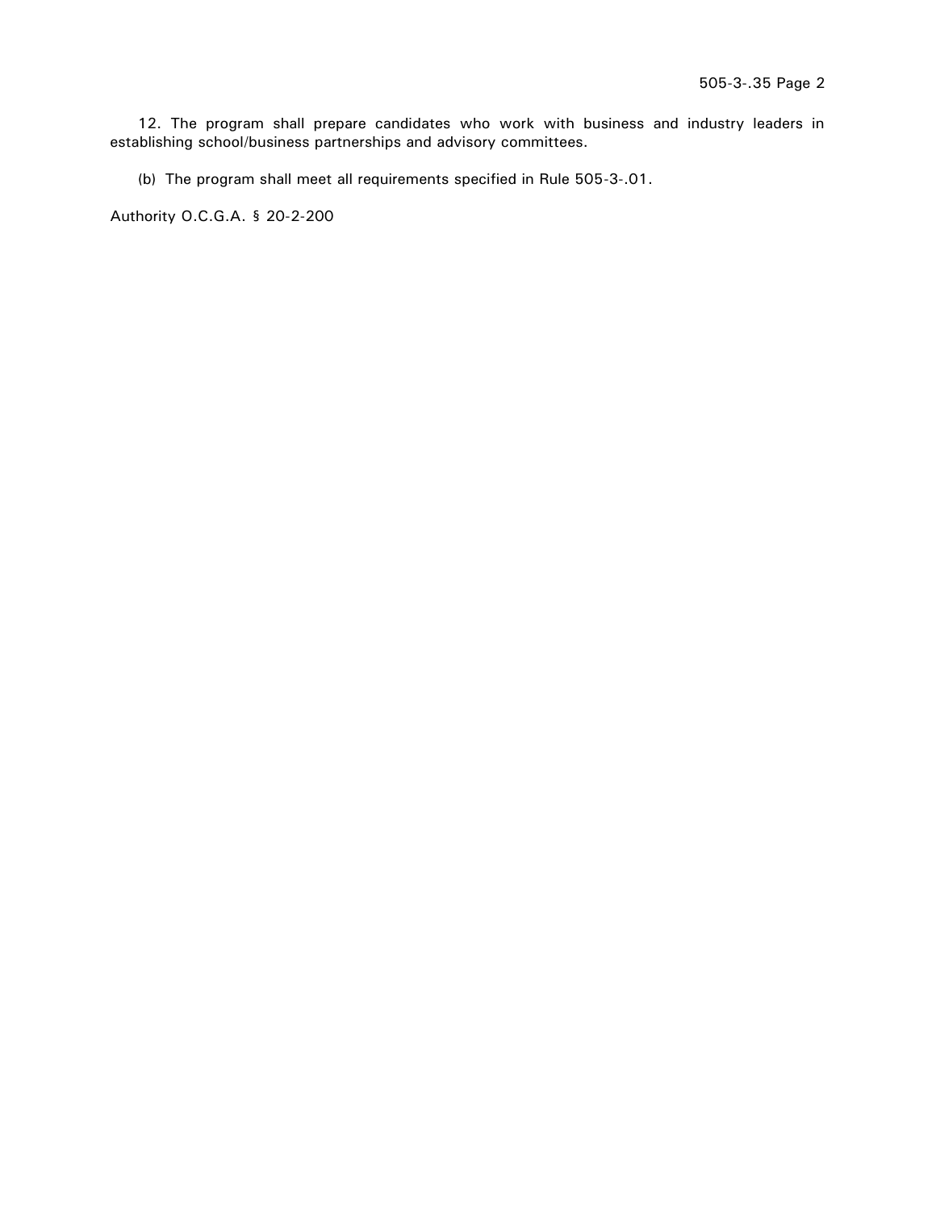12. The program shall prepare candidates who work with business and industry leaders in establishing school/business partnerships and advisory committees.

(b) The program shall meet all requirements specified in Rule 505-3-.01.

Authority O.C.G.A. § 20-2-200